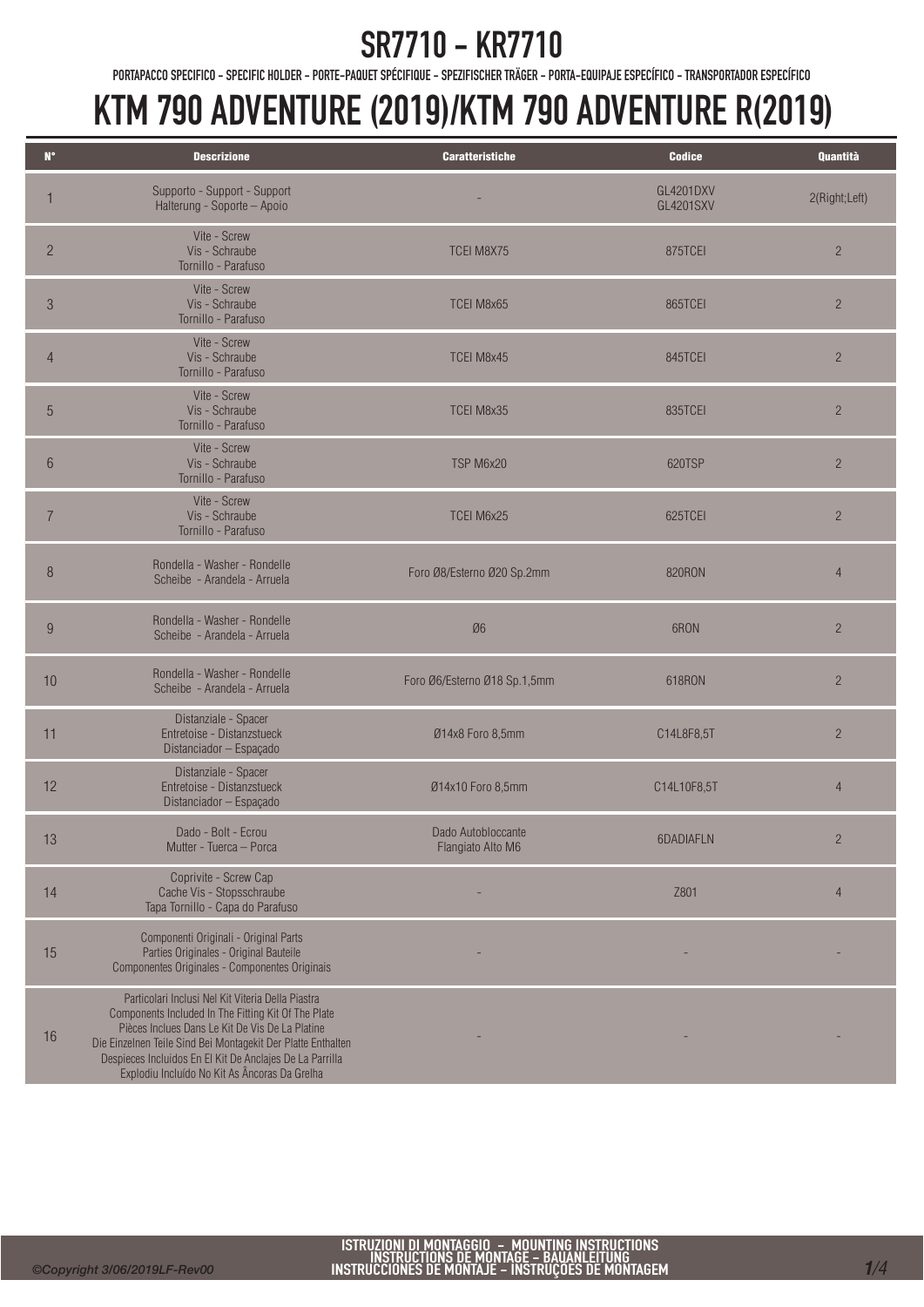# SR7710 - KR7710

PORTAPACCO SPECIFICO - SPECIFIC HOLDER - PORTE-PAQUET SPÉCIFIQUE - SPEZIFISCHER TRÄGER - PORTA-EQUIPAJE ESPECÍFICO - TRANSPORTADOR ESPECÍFICO

# KTM 790 ADVENTURE (2019)/KTM 790 ADVENTURE R(2019)

| N° | Descrizione | Caratteristiche | Codice | Quantità |
|---|---|---|---|---|
| 1 | Supporto - Support - Support Halterung - Soporte – Apoio | - | GL4201DXV GL4201SXV | 2(Right;Left) |
| 2 | Vite - Screw Vis - Schraube Tornillo - Parafuso | TCEI M8X75 | 875TCEI | 2 |
| 3 | Vite - Screw Vis - Schraube Tornillo - Parafuso | TCEI M8x65 | 865TCEI | 2 |
| 4 | Vite - Screw Vis - Schraube Tornillo - Parafuso | TCEI M8x45 | 845TCEI | 2 |
| 5 | Vite - Screw Vis - Schraube Tornillo - Parafuso | TCEI M8x35 | 835TCEI | 2 |
| 6 | Vite - Screw Vis - Schraube Tornillo - Parafuso | TSP M6x20 | 620TSP | 2 |
| 7 | Vite - Screw Vis - Schraube Tornillo - Parafuso | TCEI M6x25 | 625TCEI | 2 |
| 8 | Rondella - Washer - Rondelle Scheibe - Arandela - Arruela | Foro Ø8/Esterno Ø20 Sp.2mm | 820RON | 4 |
| 9 | Rondella - Washer - Rondelle Scheibe - Arandela - Arruela | Ø6 | 6RON | 2 |
| 10 | Rondella - Washer - Rondelle Scheibe - Arandela - Arruela | Foro Ø6/Esterno Ø18 Sp.1,5mm | 618RON | 2 |
| 11 | Distanziale - Spacer Entretoise - Distanzstueck Distanciador – Espaçado | Ø14x8 Foro 8,5mm | C14L8F8,5T | 2 |
| 12 | Distanziale - Spacer Entretoise - Distanzstueck Distanciador – Espaçado | Ø14x10 Foro 8,5mm | C14L10F8,5T | 4 |
| 13 | Dado - Bolt - Ecrou Mutter - Tuerca – Porca | Dado Autobloccante Flangiato Alto M6 | 6DADIAFLN | 2 |
| 14 | Coprivite - Screw Cap Cache Vis - Stopsschraube Tapa Tornillo - Capa do Parafuso | - | Z801 | 4 |
| 15 | Componenti Originali - Original Parts Parties Originales - Original Bauteile Componentes Originales - Componentes Originais | - | - | - |
| 16 | Particolari Inclusi Nel Kit Viteria Della Piastra Components Included In The Fitting Kit Of The Plate Pièces Inclues Dans Le Kit De Vis De La Platine Die Einzelnen Teile Sind Bei Montagekit Der Platte Enthalten Despieces Incluidos En El Kit De Anclajes De La Parrilla Explodiu Incluído No Kit As Âncoras Da Grelha | - | - | - |

©Copyright 3/06/2019LF-Rev00

ISTRUZIONI DI MONTAGGIO - MOUNTING INSTRUCTIONS
INSTRUCTIONS DE MONTAGE - BAUANLEITUNG
INSTRUCCIONES DE MONTAJE - INSTRUÇÕES DE MONTAGEM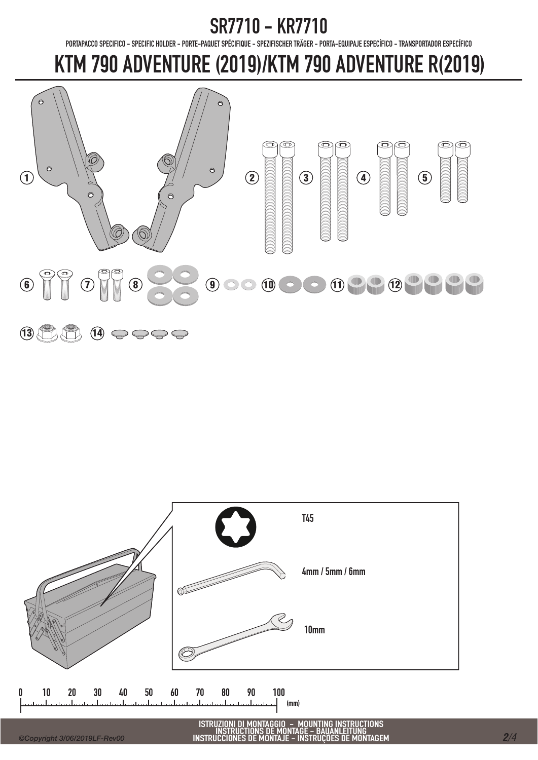# SR7710 - KR7710

PORTAPACCO SPECIFICO - SPECIFIC HOLDER - PORTE-PAQUET SPÉCIFIQUE - SPEZIFISCHER TRÄGER - PORTA-EQUIPAJE ESPECÍFICO - TRANSPORTADOR ESPECÍFICO

# KTM 790 ADVENTURE (2019)/KTM 790 ADVENTURE R(2019)

1 2 3 4 5

6 7 8 9 10 11 12

13 14

T45

4mm / 5mm / 6mm

10mm

0 10 20 30 40 50 60 70 80 90 100 (mm)

ISTRUZIONI DI MONTAGGIO - MOUNTING INSTRUCTIONS
INSTRUCTIONS DE MONTAGE - BAUANLEITUNG
INSTRUCCIONES DE MONTAJE - INSTRUÇOES DE MONTAGEM

©Copyright 3/06/2019LF-Rev00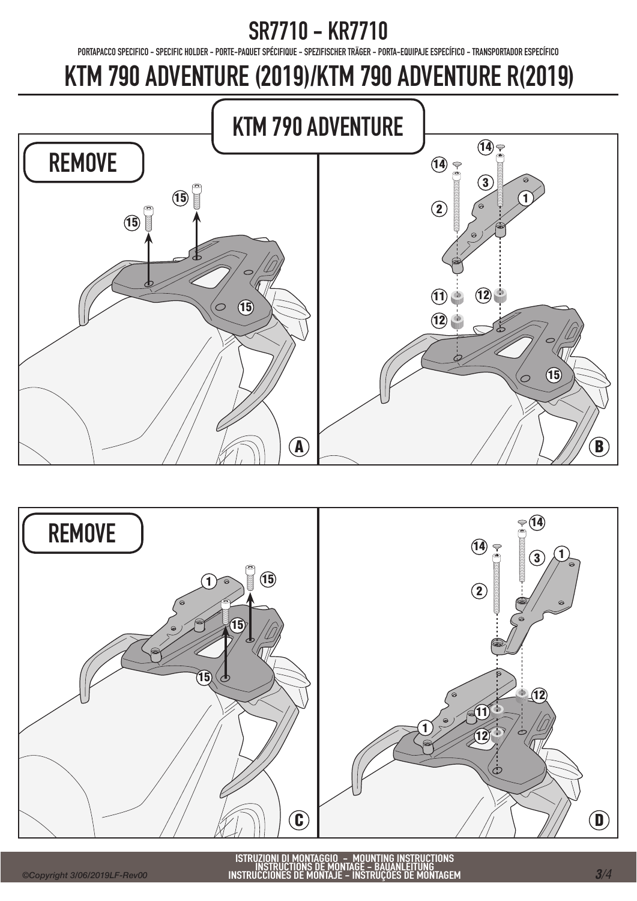# SR7710 - KR7710

PORTAPACCO SPECIFICO - SPECIFIC HOLDER - PORTE-PAQUET SPÉCIFIQUE - SPEZIFISCHER TRÄGER - PORTA-EQUIPAJE ESPECÍFICO - TRANSPORTADOR ESPECÍFICO

# KTM 790 ADVENTURE (2019)/KTM 790 ADVENTURE R(2019)

## KTM 790 ADVENTURE

REMOVE

15 15 15

A

14 14 3 2 1 11 12 12 15

B

REMOVE

1 15 15 15

C

14 14 3 1 2 12 11 1 12

D

ISTRUZIONI DI MONTAGGIO - MOUNTING INSTRUCTIONS
INSTRUCTIONS DE MONTAGE - BAUANLEITUNG
INSTRUCCIONES DE MONTAJE - INSTRUÇÕES DE MONTAGEM

©Copyright 3/06/2019LF-Rev00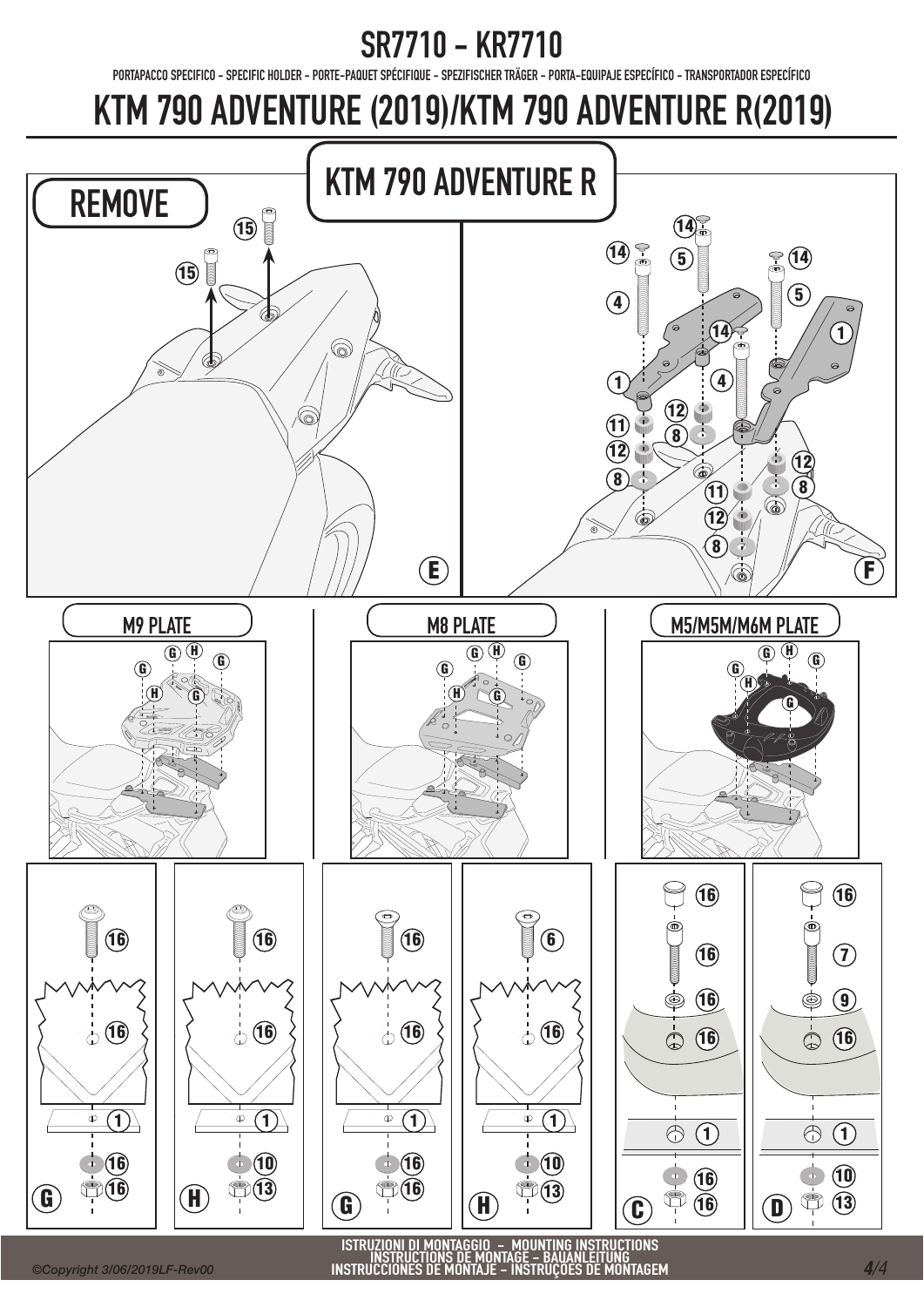# SR7710 - KR7710

PORTAPACCO SPECIFICO - SPECIFIC HOLDER - PORTE-PAQUET SPÉCIFIQUE - SPEZIFISCHER TRÄGER - PORTA-EQUIPAJE ESPECÍFICO - TRANSPORTADOR ESPECÍFICO

# KTM 790 ADVENTURE (2019)/KTM 790 ADVENTURE R(2019)

## REMOVE

15
15

E

## KTM 790 ADVENTURE R

14 14 5 14 5 4 14 1 4 1 12 11 8 12 12 8 11 8 12 8

F

## M9 PLATE

G H G G H G

## M8 PLATE

G H G G H G

## M5/M5M/M6M PLATE

G H G G H G

G: 16, 16, 1, 16, 16

H: 16, 16, 1, 10, 13

G: 16, 16, 1, 16, 16

H: 6, 16, 1, 10, 13

C: 16, 16, 16, 16, 1, 16, 16

D: 16, 7, 9, 16, 1, 10, 13

ISTRUZIONI DI MONTAGGIO - MOUNTING INSTRUCTIONS
INSTRUCTIONS DE MONTAGE - BAUANLEITUNG
INSTRUCCIONES DE MONTAJE - INSTRUÇÕES DE MONTAGEM

*©Copyright 3/06/2019LF-Rev00*